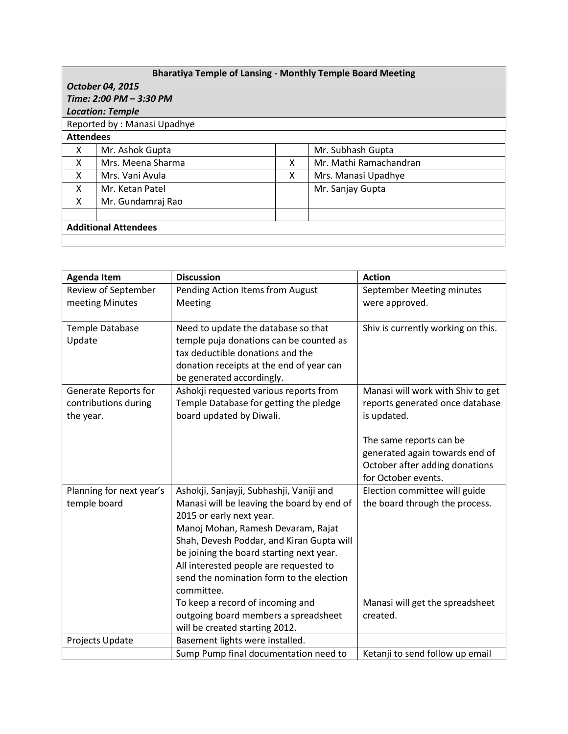| Bharatiya Temple of Lansing - Monthly Temple Board Meeting | | | |
|---|---|---|---|
| ***October 04, 2015*** <br> ***Time: 2:00 PM – 3:30 PM*** <br> ***Location: Temple*** | | | |
| Reported by : Manasi Upadhye | | | |
| **Attendees** | | | |
| X | Mr. Ashok Gupta | | Mr. Subhash Gupta |
| X | Mrs. Meena Sharma | X | Mr. Mathi Ramachandran |
| X | Mrs. Vani Avula | X | Mrs. Manasi Upadhye |
| X | Mr. Ketan Patel | | Mr. Sanjay Gupta |
| X | Mr. Gundamraj Rao | | |
| | | | |
| **Additional Attendees** | | | |
| | | | |

| Agenda Item | Discussion | Action |
|---|---|---|
| Review of September meeting Minutes | Pending Action Items from August Meeting | September Meeting minutes were approved. |
| Temple Database Update | Need to update the database so that temple puja donations can be counted as tax deductible donations and the donation receipts at the end of year can be generated accordingly. | Shiv is currently working on this. |
| Generate Reports for contributions during the year. | Ashokji requested various reports from Temple Database for getting the pledge board updated by Diwali. | Manasi will work with Shiv to get reports generated once database is updated.<br><br>The same reports can be generated again towards end of October after adding donations for October events. |
| Planning for next year's temple board | Ashokji, Sanjayji, Subhashji, Vaniji and Manasi will be leaving the board by end of 2015 or early next year.<br>Manoj Mohan, Ramesh Devaram, Rajat Shah, Devesh Poddar, and Kiran Gupta will be joining the board starting next year.<br>All interested people are requested to send the nomination form to the election committee.<br>To keep a record of incoming and outgoing board members a spreadsheet will be created starting 2012. | Election committee will guide the board through the process.<br><br><br><br><br><br><br>Manasi will get the spreadsheet created. |
| Projects Update | Basement lights were installed. | |
| | Sump Pump final documentation need to | Ketanji to send follow up email |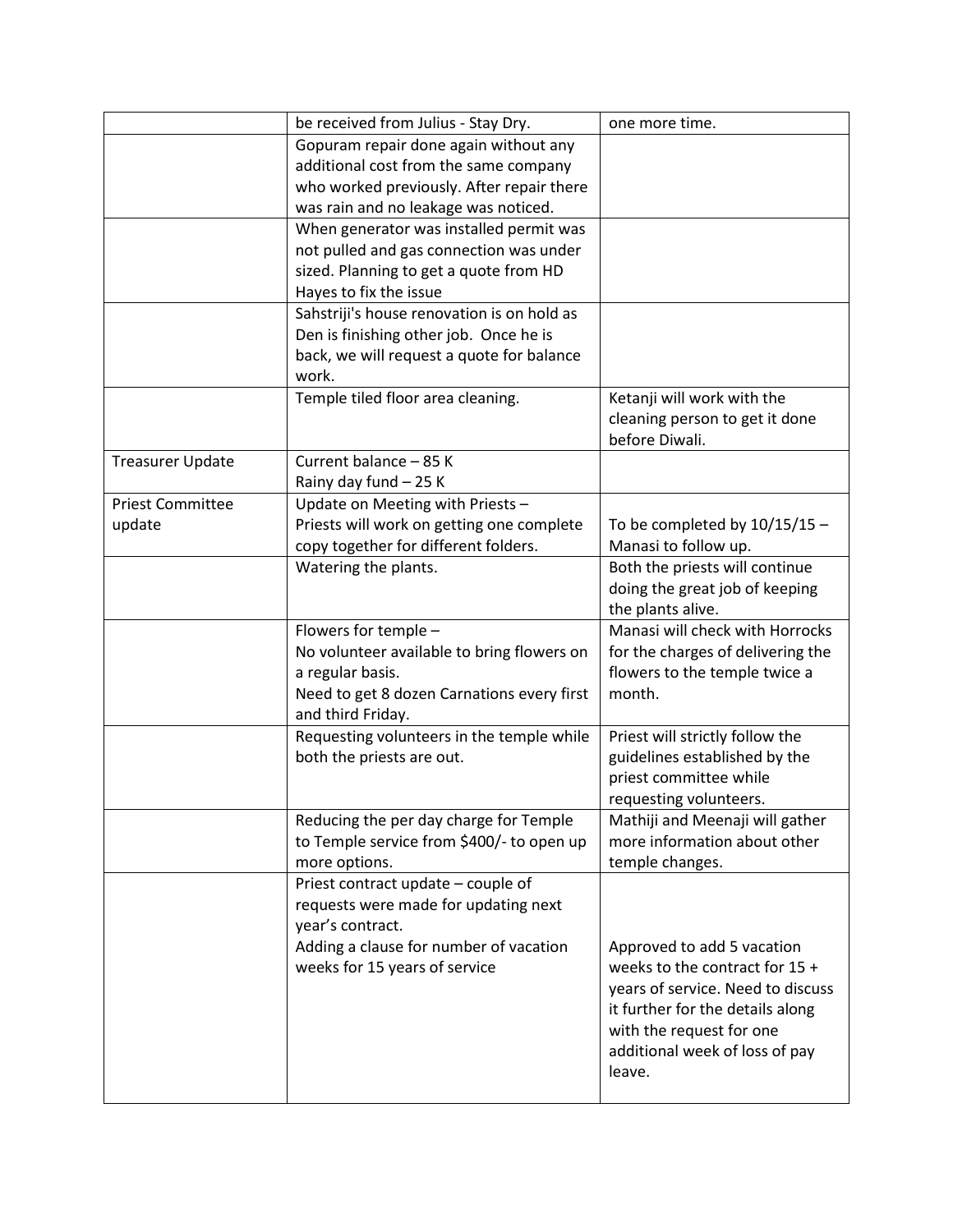| | | |
|---|---|---|
| | be received from Julius - Stay Dry. | one more time. |
| | Gopuram repair done again without any additional cost from the same company who worked previously. After repair there was rain and no leakage was noticed. | |
| | When generator was installed permit was not pulled and gas connection was under sized. Planning to get a quote from HD Hayes to fix the issue | |
| | Sahstriji's house renovation is on hold as Den is finishing other job. Once he is back, we will request a quote for balance work. | |
| | Temple tiled floor area cleaning. | Ketanji will work with the cleaning person to get it done before Diwali. |
| Treasurer Update | Current balance – 85 K<br>Rainy day fund – 25 K | |
| Priest Committee update | Update on Meeting with Priests –<br>Priests will work on getting one complete copy together for different folders. | To be completed by 10/15/15 – Manasi to follow up. |
| | Watering the plants. | Both the priests will continue doing the great job of keeping the plants alive. |
| | Flowers for temple –<br>No volunteer available to bring flowers on a regular basis.<br>Need to get 8 dozen Carnations every first and third Friday. | Manasi will check with Horrocks for the charges of delivering the flowers to the temple twice a month. |
| | Requesting volunteers in the temple while both the priests are out. | Priest will strictly follow the guidelines established by the priest committee while requesting volunteers. |
| | Reducing the per day charge for Temple to Temple service from $400/- to open up more options. | Mathiji and Meenaji will gather more information about other temple changes. |
| | Priest contract update – couple of requests were made for updating next year's contract.<br>Adding a clause for number of vacation weeks for 15 years of service | Approved to add 5 vacation weeks to the contract for 15 + years of service. Need to discuss it further for the details along with the request for one additional week of loss of pay leave. |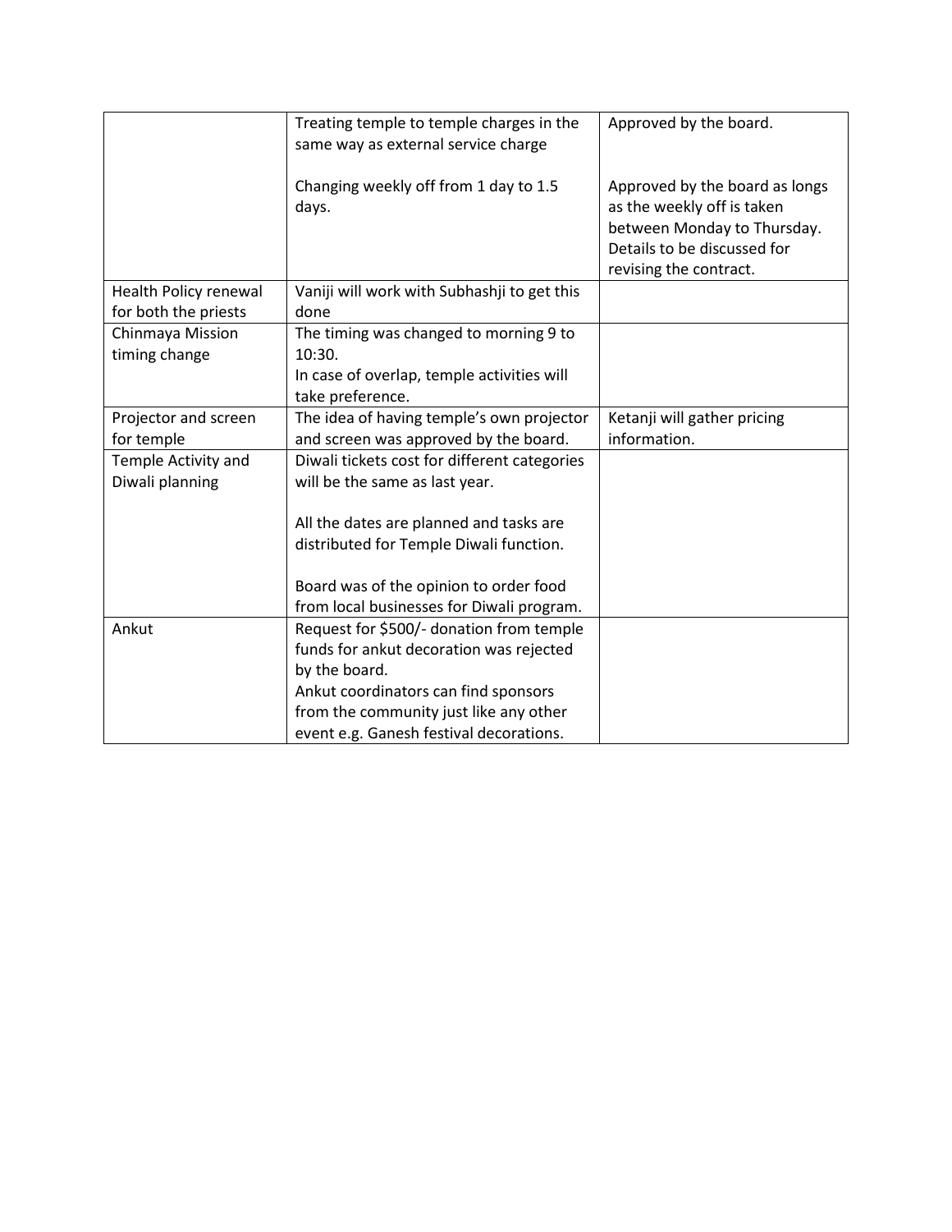| | | |
|---|---|---|
| | Treating temple to temple charges in the same way as external service charge<br><br>Changing weekly off from 1 day to 1.5 days. | Approved by the board.<br><br>Approved by the board as longs as the weekly off is taken between Monday to Thursday. Details to be discussed for revising the contract. |
| Health Policy renewal for both the priests | Vaniji will work with Subhashji to get this done | |
| Chinmaya Mission timing change | The timing was changed to morning 9 to 10:30.<br>In case of overlap, temple activities will take preference. | |
| Projector and screen for temple | The idea of having temple's own projector and screen was approved by the board. | Ketanji will gather pricing information. |
| Temple Activity and Diwali planning | Diwali tickets cost for different categories will be the same as last year.<br><br>All the dates are planned and tasks are distributed for Temple Diwali function.<br><br>Board was of the opinion to order food from local businesses for Diwali program. | |
| Ankut | Request for $500/- donation from temple funds for ankut decoration was rejected by the board.<br>Ankut coordinators can find sponsors from the community just like any other event e.g. Ganesh festival decorations. | |